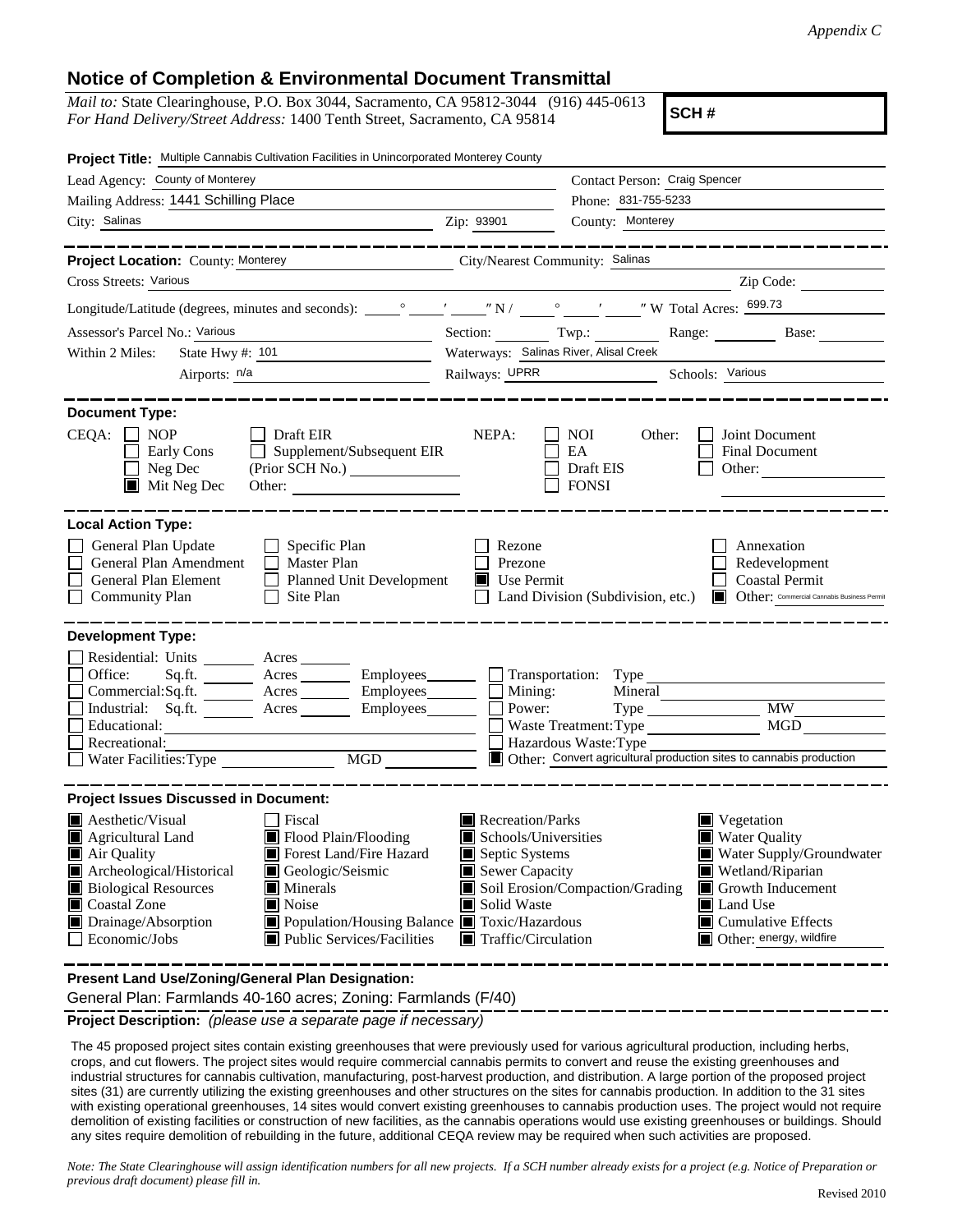*Appendix C*

# Notice of Completion & Environmental Document Transmittal

*Mail to:* State Clearinghouse, P.O. Box 3044, Sacramento, CA 95812-3044 (916) 445-0613
*For Hand Delivery/Street Address:* 1400 Tenth Street, Sacramento, CA 95814

**SCH #**

**Project Title:** Multiple Cannabis Cultivation Facilities in Unincorporated Monterey County

Lead Agency: County of Monterey
Contact Person: Craig Spencer
Mailing Address: 1441 Schilling Place
Phone: 831-755-5233
City: Salinas
Zip: 93901
County: Monterey

**Project Location:** County: Monterey
City/Nearest Community: Salinas
Cross Streets: Various
Zip Code:
Longitude/Latitude (degrees, minutes and seconds): ___° ___′ ___″ N / ___° ___′ ___″ W Total Acres: 699.73
Assessor's Parcel No.: Various
Section: Twp.: Range: Base:
Within 2 Miles: State Hwy #: 101
Waterways: Salinas River, Alisal Creek
Airports: n/a
Railways: UPRR
Schools: Various

**Document Type:**

CEQA:
- [ ] NOP
- [ ] Early Cons
- [ ] Neg Dec
- [x] Mit Neg Dec
- [ ] Draft EIR
- [ ] Supplement/Subsequent EIR (Prior SCH No.)
- Other:

NEPA:
- [ ] NOI
- [ ] EA
- [ ] Draft EIS
- [ ] FONSI

Other:
- [ ] Joint Document
- [ ] Final Document
- [ ] Other:

**Local Action Type:**

- [ ] General Plan Update
- [ ] General Plan Amendment
- [ ] General Plan Element
- [ ] Community Plan
- [ ] Specific Plan
- [ ] Master Plan
- [ ] Planned Unit Development
- [ ] Site Plan
- [ ] Rezone
- [ ] Prezone
- [x] Use Permit
- [ ] Land Division (Subdivision, etc.)
- [ ] Annexation
- [ ] Redevelopment
- [ ] Coastal Permit
- [x] Other: Commercial Cannabis Business Permit

**Development Type:**

- [ ] Residential: Units ___ Acres ___
- [ ] Office: Sq.ft. ___ Acres ___ Employees ___
- [ ] Commercial: Sq.ft. ___ Acres ___ Employees ___
- [ ] Industrial: Sq.ft. ___ Acres ___ Employees ___
- [ ] Educational:
- [ ] Recreational:
- [ ] Water Facilities: Type ___ MGD ___
- [ ] Transportation: Type
- [ ] Mining: Mineral
- [ ] Power: Type ___ MW
- [ ] Waste Treatment: Type ___ MGD
- [ ] Hazardous Waste: Type
- [x] Other: Convert agricultural production sites to cannabis production

**Project Issues Discussed in Document:**

- [x] Aesthetic/Visual
- [x] Agricultural Land
- [x] Air Quality
- [x] Archeological/Historical
- [x] Biological Resources
- [x] Coastal Zone
- [x] Drainage/Absorption
- [ ] Economic/Jobs
- [ ] Fiscal
- [x] Flood Plain/Flooding
- [x] Forest Land/Fire Hazard
- [x] Geologic/Seismic
- [x] Minerals
- [x] Noise
- [x] Population/Housing Balance
- [x] Public Services/Facilities
- [x] Recreation/Parks
- [x] Schools/Universities
- [x] Septic Systems
- [x] Sewer Capacity
- [x] Soil Erosion/Compaction/Grading
- [x] Solid Waste
- [x] Toxic/Hazardous
- [x] Traffic/Circulation
- [x] Vegetation
- [x] Water Quality
- [x] Water Supply/Groundwater
- [x] Wetland/Riparian
- [x] Growth Inducement
- [x] Land Use
- [x] Cumulative Effects
- [x] Other: energy, wildfire

**Present Land Use/Zoning/General Plan Designation:**

General Plan: Farmlands 40-160 acres; Zoning: Farmlands (F/40)

**Project Description:** *(please use a separate page if necessary)*

The 45 proposed project sites contain existing greenhouses that were previously used for various agricultural production, including herbs, crops, and cut flowers. The project sites would require commercial cannabis permits to convert and reuse the existing greenhouses and industrial structures for cannabis cultivation, manufacturing, post-harvest production, and distribution. A large portion of the proposed project sites (31) are currently utilizing the existing greenhouses and other structures on the sites for cannabis production. In addition to the 31 sites with existing operational greenhouses, 14 sites would convert existing greenhouses to cannabis production uses. The project would not require demolition of existing facilities or construction of new facilities, as the cannabis operations would use existing greenhouses or buildings. Should any sites require demolition of rebuilding in the future, additional CEQA review may be required when such activities are proposed.

*Note: The State Clearinghouse will assign identification numbers for all new projects. If a SCH number already exists for a project (e.g. Notice of Preparation or previous draft document) please fill in.*

Revised 2010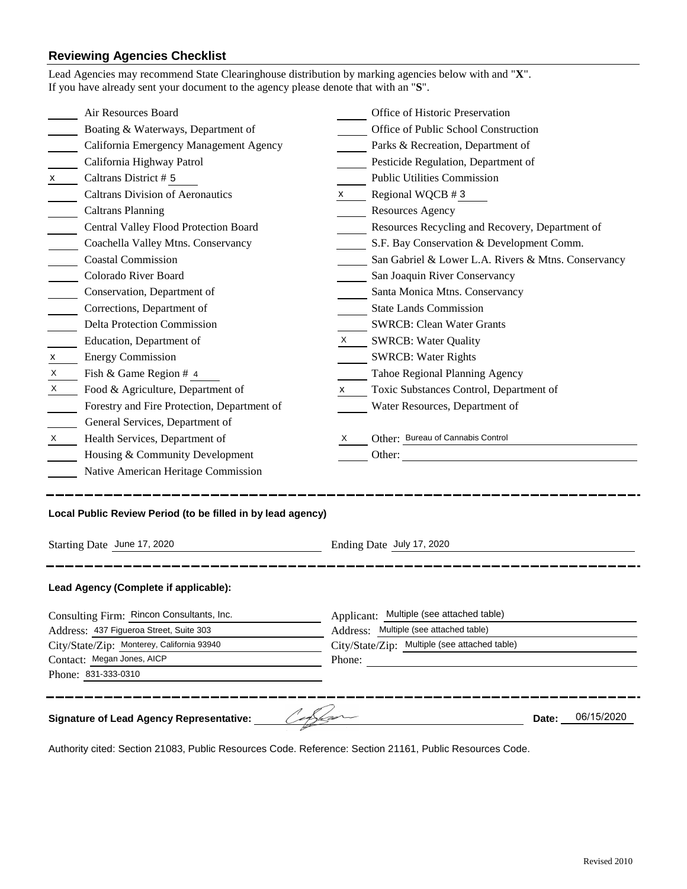## Reviewing Agencies Checklist

Lead Agencies may recommend State Clearinghouse distribution by marking agencies below with and "**X**".
If you have already sent your document to the agency please denote that with an "**S**".

| Mark | Agency | Mark | Agency |
|---|---|---|---|
| | Air Resources Board | | Office of Historic Preservation |
| | Boating & Waterways, Department of | | Office of Public School Construction |
| | California Emergency Management Agency | | Parks & Recreation, Department of |
| | California Highway Patrol | | Pesticide Regulation, Department of |
| x | Caltrans District # 5 | | Public Utilities Commission |
| | Caltrans Division of Aeronautics | x | Regional WQCB # 3 |
| | Caltrans Planning | | Resources Agency |
| | Central Valley Flood Protection Board | | Resources Recycling and Recovery, Department of |
| | Coachella Valley Mtns. Conservancy | | S.F. Bay Conservation & Development Comm. |
| | Coastal Commission | | San Gabriel & Lower L.A. Rivers & Mtns. Conservancy |
| | Colorado River Board | | San Joaquin River Conservancy |
| | Conservation, Department of | | Santa Monica Mtns. Conservancy |
| | Corrections, Department of | | State Lands Commission |
| | Delta Protection Commission | | SWRCB: Clean Water Grants |
| | Education, Department of | X | SWRCB: Water Quality |
| x | Energy Commission | | SWRCB: Water Rights |
| X | Fish & Game Region # 4 | | Tahoe Regional Planning Agency |
| X | Food & Agriculture, Department of | x | Toxic Substances Control, Department of |
| | Forestry and Fire Protection, Department of | | Water Resources, Department of |
| | General Services, Department of | | |
| X | Health Services, Department of | X | Other: Bureau of Cannabis Control |
| | Housing & Community Development | | Other: |
| | Native American Heritage Commission | | |

---

**Local Public Review Period (to be filled in by lead agency)**

Starting Date June 17, 2020 Ending Date July 17, 2020

---

**Lead Agency (Complete if applicable):**

Consulting Firm: Rincon Consultants, Inc.
Address: 437 Figueroa Street, Suite 303
City/State/Zip: Monterey, California 93940
Contact: Megan Jones, AICP
Phone: 831-333-0310

Applicant: Multiple (see attached table)
Address: Multiple (see attached table)
City/State/Zip: Multiple (see attached table)
Phone:

---

**Signature of Lead Agency Representative:** [signature] **Date:** 06/15/2020

Authority cited: Section 21083, Public Resources Code. Reference: Section 21161, Public Resources Code.

Revised 2010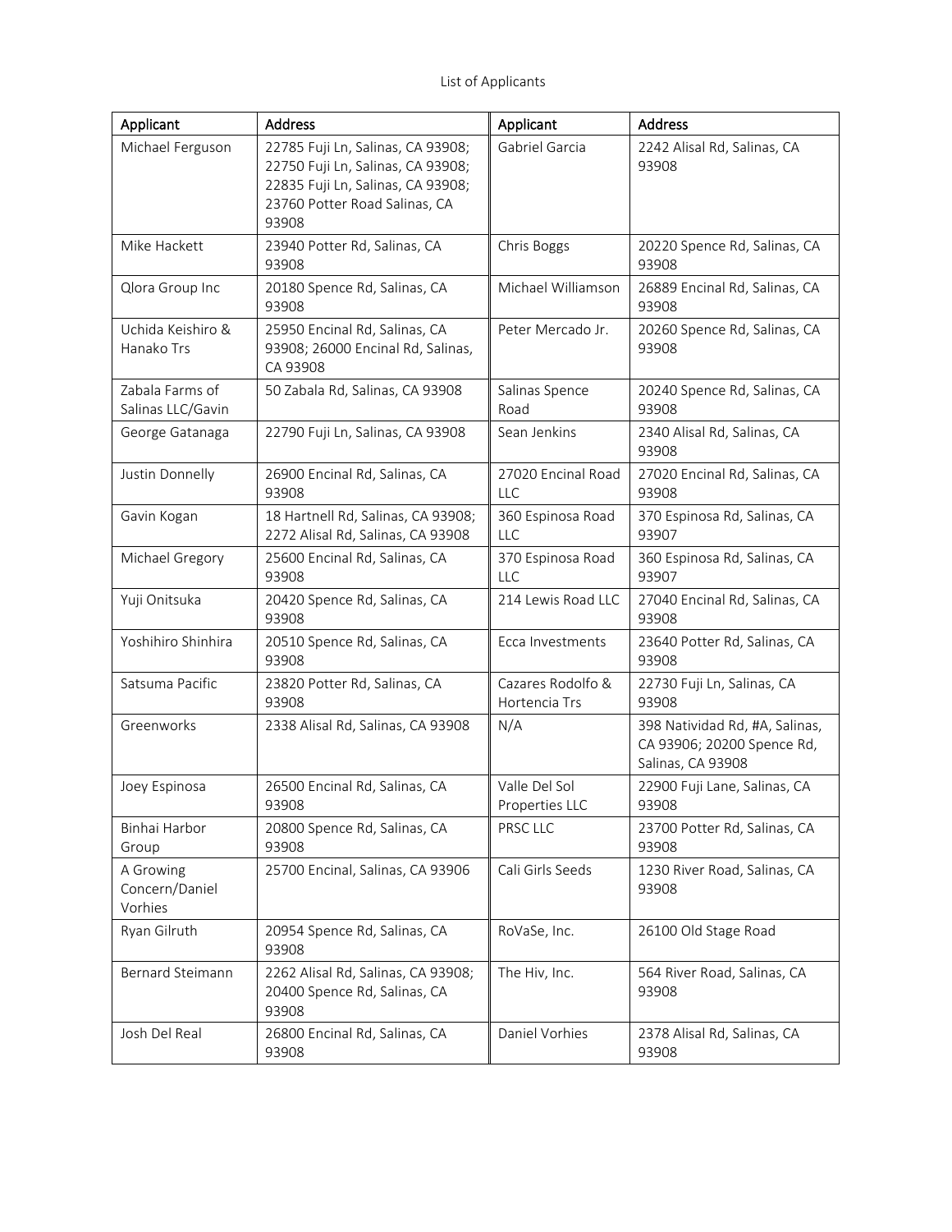List of Applicants

| Applicant | Address | Applicant | Address |
|---|---|---|---|
| Michael Ferguson | 22785 Fuji Ln, Salinas, CA 93908; 22750 Fuji Ln, Salinas, CA 93908; 22835 Fuji Ln, Salinas, CA 93908; 23760 Potter Road Salinas, CA 93908 | Gabriel Garcia | 2242 Alisal Rd, Salinas, CA 93908 |
| Mike Hackett | 23940 Potter Rd, Salinas, CA 93908 | Chris Boggs | 20220 Spence Rd, Salinas, CA 93908 |
| Qlora Group Inc | 20180 Spence Rd, Salinas, CA 93908 | Michael Williamson | 26889 Encinal Rd, Salinas, CA 93908 |
| Uchida Keishiro & Hanako Trs | 25950 Encinal Rd, Salinas, CA 93908; 26000 Encinal Rd, Salinas, CA 93908 | Peter Mercado Jr. | 20260 Spence Rd, Salinas, CA 93908 |
| Zabala Farms of Salinas LLC/Gavin | 50 Zabala Rd, Salinas, CA 93908 | Salinas Spence Road | 20240 Spence Rd, Salinas, CA 93908 |
| George Gatanaga | 22790 Fuji Ln, Salinas, CA 93908 | Sean Jenkins | 2340 Alisal Rd, Salinas, CA 93908 |
| Justin Donnelly | 26900 Encinal Rd, Salinas, CA 93908 | 27020 Encinal Road LLC | 27020 Encinal Rd, Salinas, CA 93908 |
| Gavin Kogan | 18 Hartnell Rd, Salinas, CA 93908; 2272 Alisal Rd, Salinas, CA 93908 | 360 Espinosa Road LLC | 370 Espinosa Rd, Salinas, CA 93907 |
| Michael Gregory | 25600 Encinal Rd, Salinas, CA 93908 | 370 Espinosa Road LLC | 360 Espinosa Rd, Salinas, CA 93907 |
| Yuji Onitsuka | 20420 Spence Rd, Salinas, CA 93908 | 214 Lewis Road LLC | 27040 Encinal Rd, Salinas, CA 93908 |
| Yoshihiro Shinhira | 20510 Spence Rd, Salinas, CA 93908 | Ecca Investments | 23640 Potter Rd, Salinas, CA 93908 |
| Satsuma Pacific | 23820 Potter Rd, Salinas, CA 93908 | Cazares Rodolfo & Hortencia Trs | 22730 Fuji Ln, Salinas, CA 93908 |
| Greenworks | 2338 Alisal Rd, Salinas, CA 93908 | N/A | 398 Natividad Rd, #A, Salinas, CA 93906; 20200 Spence Rd, Salinas, CA 93908 |
| Joey Espinosa | 26500 Encinal Rd, Salinas, CA 93908 | Valle Del Sol Properties LLC | 22900 Fuji Lane, Salinas, CA 93908 |
| Binhai Harbor Group | 20800 Spence Rd, Salinas, CA 93908 | PRSC LLC | 23700 Potter Rd, Salinas, CA 93908 |
| A Growing Concern/Daniel Vorhies | 25700 Encinal, Salinas, CA 93906 | Cali Girls Seeds | 1230 River Road, Salinas, CA 93908 |
| Ryan Gilruth | 20954 Spence Rd, Salinas, CA 93908 | RoVaSe, Inc. | 26100 Old Stage Road |
| Bernard Steimann | 2262 Alisal Rd, Salinas, CA 93908; 20400 Spence Rd, Salinas, CA 93908 | The Hiv, Inc. | 564 River Road, Salinas, CA 93908 |
| Josh Del Real | 26800 Encinal Rd, Salinas, CA 93908 | Daniel Vorhies | 2378 Alisal Rd, Salinas, CA 93908 |